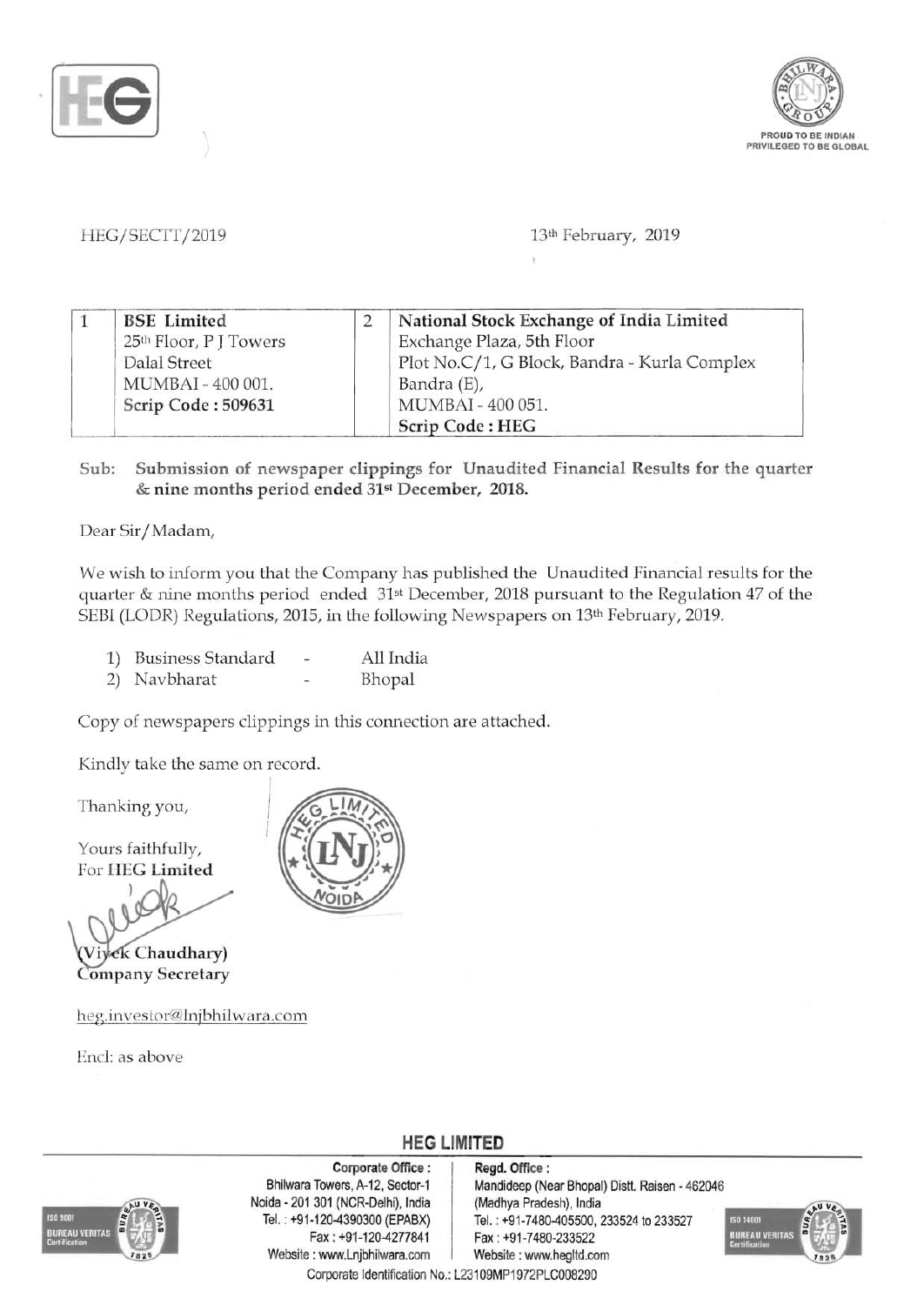HEG/SECTT/2019

13th February, 2019

| 1 | BSE Limited<br>25th Floor, P J Towers<br>Dalal Street<br>MUMBAI - 400 001.<br>**Scrip Code : 509631** | 2 | National Stock Exchange of India Limited<br>Exchange Plaza, 5th Floor<br>Plot No.C/1, G Block, Bandra - Kurla Complex<br>Bandra (E),<br>MUMBAI - 400 051.<br>**Scrip Code : HEG** |
|---|---|---|---|

Sub: **Submission of newspaper clippings for Unaudited Financial Results for the quarter & nine months period ended 31st December, 2018.**

Dear Sir/Madam,

We wish to inform you that the Company has published the Unaudited Financial results for the quarter & nine months period ended 31st December, 2018 pursuant to the Regulation 47 of the SEBI (LODR) Regulations, 2015, in the following Newspapers on 13th February, 2019.

1) Business Standard - All India
2) Navbharat - Bhopal

Copy of newspapers clippings in this connection are attached.

Kindly take the same on record.

Thanking you,

Yours faithfully,
For HEG Limited

(Vivek Chaudhary)
Company Secretary

heg.investor@lnjbhilwara.com

Encl: as above

**HEG LIMITED**

**Corporate Office :**
Bhilwara Towers, A-12, Sector-1
Noida - 201 301 (NCR-Delhi), India
Tel. : +91-120-4390300 (EPABX)
Fax : +91-120-4277841
Website : www.Lnjbhilwara.com

**Regd. Office :**
Mandideep (Near Bhopal) Distt. Raisen - 462046
(Madhya Pradesh), India
Tel. : +91-7480-405500, 233524 to 233527
Fax : +91-7480-233522
Website : www.hegltd.com

Corporate Identification No.: L23109MP1972PLC008290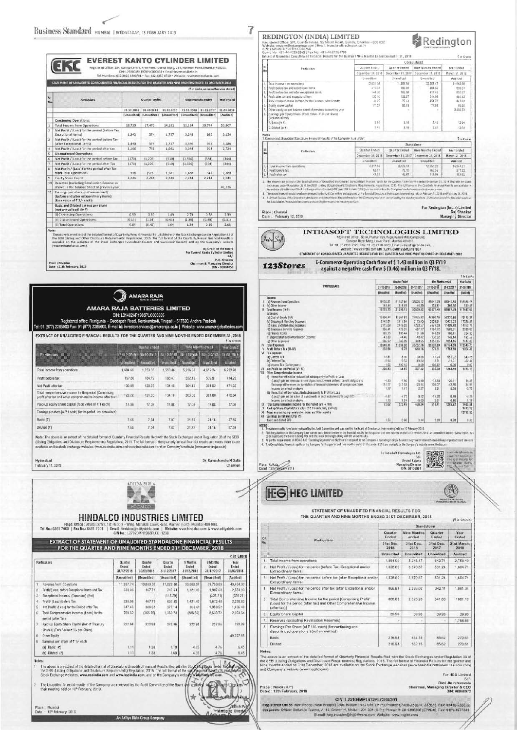# EVEREST KANTO CYLINDER LIMITED

Registered Office: 204, Raheja Centre, Free Press Journal Marg, 214, Nariman Point, Mumbai 400021.
CIN: L29200MH1978PLC020434 • Email: investors@ekc.in
Tel. Numbers: 022 3026 8300/01 • Fax: 022 2287 0720 • Website: www.everestkanto.com

## STATEMENT OF UNAUDITED CONSOLIDATED FINANCIAL RESULTS FOR THE QUARTER AND NINE MONTHS ENDED 31 DECEMBER 2018

(₹ in Lakhs, unless otherwise stated)

| Sr. No. | Particulars | Quarter ended | | | Nine months ended | | Year ended |
|---|---|---|---|---|---|---|---|
| | | 31.12.2018 | 30.09.2018 | 31.12.2017 | 31.12.2018 | 31.12.2017 | 31.03.2018 |
| | | (Unaudited) | (Unaudited) | (Unaudited) | (Unaudited) | (Unaudited) | (Audited) |
| | **Continuing Operations:** | | | | | | |
| 1 | Total Income from Operations | 18,739 | 17,470 | 14,151 | 52,184 | 39,774 | 55,807 |
| 2 | Net Profit / (Loss) for the period (before Tax, Exceptional items) | 1,342 | 574 | 1,757 | 3,248 | 935 | 3,154 |
| 3 | Net Profit / (Loss) for the period before Tax (after Exceptional items) | 1,440 | 574 | 1,757 | 3,346 | 967 | 3,186 |
| 4 | Net Profit / (Loss) for the period after tax | 1,106 | 761 | 1,561 | 3,044 | 901 | 2,724 |
| 5 | **Discontinued Operations:** | | | | | | |
| 6 | Net Profit / (Loss) for the period before Tax | (170) | (1,276) | (510) | (1,556) | (554) | (344) |
| 7 | Net Profit / (Loss) for the period after Tax | (170) | (1,276) | (510) | (1,556) | (554) | (344) |
| 8 | Net Profit / (Loss) for the period after Tax from Total Operations | 936 | (515) | 1,181 | 1,488 | 347 | 2,380 |
| 9 | Equity Share Capital | 2,244 | 2,244 | 2,244 | 2,244 | 2,244 | 2,244 |
| 10 | Reserves (excluding Revaluation Reserve as shown in the Balance Sheet of previous year) | | | | | | 41,126 |
| 11 | Earnings per share (not annualised) (before and after extraordinary items) (face value of ₹ 2/- each): | | | | | | |
| | Basic and Diluted Earnings per share (not annualised) (in ₹) | | | | | | |
| | (i) Continuing Operations: | 0.99 | 0.69 | 1.49 | 2.73 | 0.78 | 2.39 |
| | (ii) Discontinued Operations: | (0.15) | (1.14) | (0.45) | (1.39) | (0.49) | (0.31) |
| | (iii) Total Operations | 0.84 | (0.45) | 1.04 | 1.34 | 0.29 | 2.08 |

Note:

The above is an extract of the detailed format of Quarterly/Annual Financial Results filed with the Stock Exchanges under Regulation 33 of the SEBI (Listing and Other Disclosure Requirements) Regulation, 2015. The full format of the Quarterly/Annual Financial Results is available on the websites of the Stock Exchanges (www.bseindia.com and www.nseindia.com) and on the Company's website (www.everestkanto.com).

By Order of the Board
For Everest Kanto Cylinder Limited
Sd/-
P.K. Khurana
Chairman & Managing Director
DIN - 00004059

Place : Mumbai
Date : 11th February, 2019

---

# AMARA RAJA BATTERIES LIMITED

CIN: L31402AP1985PLC005305

Registered office: Renigunta – Cuddapah Road, Karakambadi, Tirupati – 517520, Andhra Pradesh
Tel: 91 (877) 2265000 Fax: 91 (877) 2285600, E-mail id: investorservices@amararaja.co.in | Website: www.amararajabatteries.com

## EXTRACT OF UNAUDITED FINANCIAL RESULTS FOR THE QUARTER AND NINE MONTHS ENDED DECEMBER 31, 2018

₹ in crores

| Particulars | Quarter ended | | | Nine Months ended | | Year ended |
|---|---|---|---|---|---|---|
| | 31.12.2018 | 30.09.2018 | 31.12.2017 | 31.12.2018 | 31.12.2017 | 31.03.2018 |
| | Unaudited | Unaudited | Unaudited | Unaudited | Unaudited | Audited |
| Total income from operations | 1,694.66 | 1,753.05 | 1,553.46 | 5,236.38 | 4,652.24 | 6,212.98 |
| Profit before tax | 197.86 | 184.79 | 198.67 | 552.12 | 539.91 | 714.20 |
| Net Profit after tax | 130.89 | 120.23 | 134.45 | 364.15 | 361.52 | 471.32 |
| Total comprehensive income for the period (Comprising profit after tax and other comprehensive income after tax) | 129.22 | 121.35 | 134.18 | 363.58 | 361.80 | 472.84 |
| Paid-up equity share capital (face value of ₹ 1 each) | 17.08 | 17.08 | 17.08 | 17.08 | 17.08 | 17.08 |
| Earnings per share (of ₹ 1 each) (for the period - not annualised) | | | | | | |
| Basic (₹) | 7.66 | 7.04 | 7.87 | 21.32 | 21.16 | 27.59 |
| Diluted (₹) | 7.66 | 7.04 | 7.87 | 21.32 | 21.16 | 27.59 |

Note: The above is an extract of the detailed format of Quarterly Financial Results filed with the Stock Exchanges under Regulation 33 of the SEBI (Listing Obligations and Disclosure Requirements) Regulations, 2015. The full format of the quarterly financial results and notes there to are available on the stock exchange websites (www.nseindia.com and www.bseindia.com) and on Company's website (www.amararaja.co.in).

Hyderabad
February 11, 2019

Dr. Ramachandra N Galla
Chairman

---

# HINDALCO INDUSTRIES LIMITED

Regd. Office : Ahura Centre, 1st Floor, B - Wing, Mahakali Caves Road, Andheri (East), Mumbai 400 093.
Tel No.: 6691 7000 | Fax No.: 6691 7001 | Email: hindalco@adityabirla.com | Website: www.hindalco.com & www.adityabirla.com
CIN No.: L27020MH1958PLC011238

## EXTRACT OF STATEMENT OF UNAUDITED STANDALONE FINANCIAL RESULTS FOR THE QUARTER AND NINE MONTHS ENDED 31st DECEMBER, 2018

₹ in Crore

| | Particulars | Quarter Ended 31/12/2018 | Quarter Ended 30/09/2018 | Quarter Ended 31/12/2017 | 9 Months Ended 31/12/2018 | 9 Months Ended 31/12/2017 | Year Ended 31/03/2018 |
|---|---|---|---|---|---|---|---|
| | | (Unaudited) | (Unaudited) | (Unaudited) | (Unaudited) | (Unaudited) | (Audited) |
| 1 | Revenue from Operations | 11,937.74 | 10,833.02 | 11,028.38 | 33,353.57 | 31,713.83 | 43,434.33 |
| 2 | Profit/(Loss) before Exceptional Items and Tax | 338.96 | 467.72 | 747.64 | 1,421.49 | 1,997.69 | 2,554.03 |
| 3 | Exceptional Income/ (Expenses) (Net) | - | - | (115.29) | - | (325.21) | (325.21) |
| 4 | Profit/ (Loss) before Tax | 338.96 | 467.72 | 632.35 | 1,421.49 | 1,672.48 | 2,228.82 |
| 5 | Net Profit/ (Loss) for the Period after Tax | 247.46 | 308.62 | 377.14 | 980.61 | 1,059.52 | 1,436.49 |
| 6 | Total Comprehensive Income/ (Loss) for the period (after Tax) | 708.32 | (366.55) | 1,360.73 | (286.66) | 2,630.71 | 2,303.64 |
| 7 | Paid-up Equity Share Capital (Net of Treasury Shares) (Face Value ₹ 1/- per Share) | 222.94 | 222.93 | 222.86 | 222.94 | 222.86 | 222.89 |
| 8 | Other Equity | | | | | | 49,227.85 |
| 9 | Earnings per Share of ₹ 1/- each | | | | | | |
| | (a) Basic (₹) | 1.11 | 1.38 | 1.69 | 4.35 | 4.75 | 6.45 |
| | (b) Diluted (₹) | 1.11 | 1.38 | 1.69 | 4.35 | 4.75 | 6.45 |

Notes:

1. The above is an extract of the detailed format of Standalone Unaudited Financial Results filed with the Stock Exchanges under Regulation 33 of the SEBI (Listing Obligations and Disclosure Requirements) Regulation, 2015. The full format of the said financial results are available on the Stock Exchange websites, www.nseindia.com and www.bseindia.com, and on the Company's website www.hindalco.com.
2. The Unaudited financial results of the Company are reviewed by the Audit Committee of the Board and approved by the Board of Directors in their meeting held on 12th February, 2019.

For and on behalf of the Board

Satish Pai
Managing Director

Place : Mumbai
Date : 12th February, 2019

An Aditya Birla Group Company

---

# REDINGTON (INDIA) LIMITED

Registered Office: SPL Guindy House, 95 Mount Road, Guindy, Chennai - 600 032
Website: www.redingtongroup.com | Email: investors@redington.co.in
CIN: L52599TN1961PLC028758
Board No: +91-44-42243353 | Fax No: +91-44-22253799

Extract of Unaudited Consolidated Financial Results for the Quarter / Nine Months Ended December 31, 2018

₹ in Crores

| Sl. No | Particulars | Consolidated | | | |
|---|---|---|---|---|---|
| | | Quarter Ended December 31, 2018 | Quarter Ended December 31, 2017 | Nine Months Ended December 31, 2018 | Year Ended March 31, 2018 |
| | | Unaudited | Unaudited | Unaudited | Audited |
| 1. | Total income from operations | 12,531.35 | 11,309.56 | 33,353.47 | 41,563.58 |
| 2. | Profit before tax and exceptional items | 215.32 | 185.08 | 484.92 | 620.57 |
| 3. | Profit before tax and after exceptional items | 144.32 | 185.08 | 413.46 | 620.57 |
| 4. | Profit after tax and exceptional items | 132.76 | 135.07 | 311.99 | 464.42 |
| 5. | Total Comprehensive Income for the Quarter / Nine Months | 33.75 | 75.12 | 458.78 | 427.61 |
| 6. | Equity share capital | 77.37 | 80.03 | 77.82 | 80.03 |
| 7. | Other equity as per balance sheet of previous accounting year | | | | 3,450.33 |
| 8. | Earnings per Equity Share: (Face Value - ₹ 2/- per share) (Not annualised) | | | | |
| | 1. Basic (in ₹) | 3.55 | 3.18 | 8.49 | 12.04 |
| | 2. Diluted (in ₹) | 3.55 | 3.18 | 8.49 | 12.04 |

Notes

1. Summarised Unaudited Standalone Financial Results of the Company is as under

₹ in Crores

| Sl. No | Particulars | Standalone | | | |
|---|---|---|---|---|---|
| | | Quarter Ended December 31, 2018 | Quarter Ended December 31, 2017 | Nine Months Ended December 31, 2018 | Year Ended March 31, 2018 |
| | | Unaudited | Unaudited | Unaudited | Audited |
| 1. | Total income from operations | 4,417.50 | 3,926.13 | 12,150.38 | 14,944.23 |
| 2. | Profit before tax | 63.17 | 70.10 | 166.57 | 271.33 |
| 3. | Profit after tax | 41.51 | 45.60 | 115.84 | 183.62 |

2. The above is an extract of the detailed format of Unaudited Standalone / Consolidated financial results for the Quarter / Nine Months ended December 31, 2018 filed with the Stock Exchanges under Regulation 33 of the SEBI (Listing Obligations and Disclosure Requirements) Regulations, 2015. The full format of the Quarterly Financial Results are available on the website of the National Stock Exchange of India Limited (NSE) and BSE Limited (BSE) and are also available on the Company's website www.redingtongroup.com.
3. The above financial results have been reviewed and approved by the Audit Committee and approved by the Board of Directors at their meetings held on February 11, 2019 and February 12, 2019.
4. A Limited Review of the Unaudited standalone and consolidated financial results of the Company has been carried out by the statutory auditors. A similar review of the financial results of the Subsidiaries/Associates has been conducted by the respective statutory auditors.

For Redington (India) Limited
Raj Shankar
Managing Director

Place : Chennai
Date : February 12, 2019

---

# INTRASOFT TECHNOLOGIES LIMITED

Registered Office : 502A, Prathamesh, Raghuvanshi Mills Compound, Senapati Bapat Marg, Lower Parel, Mumbai 400 013.
Tel : 91-22-2491 2123, Fax : 91-22-2490 3123, Email : investors@itlindia.com,
Website : www.itlindia.com CIN : L24133MH1996PLC197857

## STATEMENT OF CONSOLIDATED UNAUDITED RESULTS FOR THE QUARTER AND NINE MONTHS ENDED 31 DECEMBER 2018

**123Stores** — E-Commerce Operating Cash flow of $ 1.43 million in Q3 FY19 against a negative cash flow $ (0.46) million in Q3 FY18.

₹ in Lakhs

| | PARTICULARS | Quarter Ended 31-12-2018 | Quarter Ended 30-09-2018 | Quarter Ended 31-12-2017 | Nine Months ended 31-12-2018 | Nine Months ended 31-12-2017 | Year Ended 31-03-2018 |
|---|---|---|---|---|---|---|---|
| | | (Unaudited) | (Unaudited) | (Unaudited) | (Unaudited) | (Unaudited) | (Audited) |
| | Income | | | | | | |
| I | (a) Revenue from Operations | 19136.31 | 21367.64 | 33635.12 | 66041.79 | 86541.28 | 116856.78 |
| II | (b) Other Income | 142.44 | 115.49 | 48.00 | 435.61 | 366.30 | 511.08 |
| III | Total Income (I + II) | 19278.75 | 21483.13 | 33683.12 | 66477.40 | 86907.58 | 117367.86 |
| | Expenses | | | | | | |
| | (a) Cost of Goods Sold | 13864.41 | 15564.83 | 23675.82 | 47906.15 | 58230.86 | 78145.31 |
| | (b) Shipping & Handling Expenses | 2142.31 | 2717.84 | 5115.45 | 8538.61 | 13429.53 | 17326.91 |
| | (c) Sales and Marketing Expenses | 2113.09 | 2449.02 | 4723.17 | 7674.31 | 11486.78 | 14457.78 |
| | (d) Employee Benefits Expense | 356.47 | 425.37 | 497.17 | 1161.72 | 1560.01 | 2039.66 |
| | (e) Finance Costs | 126.75 | 135.44 | 101.98 | 343.83 | 190.11 | 254.33 |
| | (f) Depreciation and Amortisation Expense | 43.89 | 44.46 | 48.47 | 132.82 | 145.44 | 195.57 |
| | (g) Other Expenses | 384.22 | 365.36 | 343.65 | 1057.65 | 1054.46 | 1417.83 |
| IV | Total Expenses | 19046.11 | 21694.35 | 33532.76 | 66053.11 | 87244.30 | 113549.20 |
| V | Profit Before Tax (III-IV) | 232.64 | 6.78 | 638.16 | 276.31 | 1763.56 | 1854.46 |
| VI | Tax expense | | | | | | |
| | (a) Current Tax | 14.81 | 8.93 | 130.69 | 42.74 | 531.92 | 543.75 |
| | (b) Deferred Tax | -6.94 | 0.52 | -10.34 | -1.91 | -31.91 | -52.44 |
| | (c) Income Tax (Earlier years) | -1.66 | -100.43 | 0.00 | -102.82 | 0.00 | 0.00 |
| VII | Net Profit for the Period (V - VI) | 226.43 | 64.87 | 507.32 | 335.30 | 1263.29 | 1373.15 |
| VIII | Other Comprehensive Income | | | | | | |
| | (i) Items that will not be reclassified subsequently to Profit or Loss | | | | | | |
| | (Loss)/ gain on remeasurement of post employment defined benefit obligations | -4.50 | -4.50 | -6.60 | -13.50 | -20.51 | 14.31 |
| | Exchange differences on translation of financial statements of foreign operations | -151.77 | 241.38 | -70.34 | 204.07 | -42.70 | 24.98 |
| | Income tax effect on above | 1.17 | 1.17 | 2.27 | 3.51 | 6.58 | -3.73 |
| | (ii) Items that will be reclassified subsequently to Profit or Loss | | | | | | |
| | (Loss)/ gain on fair value of investments in debt instruments through OCI | -4.47 | -4.77 | 0.12 | -14.78 | 0.96 | -4.25 |
| | Income tax effect on above | 1.16 | 1.24 | -0.03 | 3.81 | -0.10 | 1.17 |
| IX | Total Comprehensive Income for the Period (VII + VIII) | 72.02 | 303.49 | 430.34 | 514.41 | 1203.32 | 1405.81 |
| X | Paid up Share Capital (Face value of ₹ 10 each, fully paid up) | | | | | | 1473.17 |
| XI | Reserves excluding revaluation reserve/ Other equity | | | | | | 12712.53 |
| XII | Earnings per Share (EPS) (₹) | | | | | | |
| | Basic and diluted EPS | 1.54 | 0.60 | 3.44 | 2.28 | 8.58 | 9.32 |

NOTES :

1. The above results have been reviewed by the Audit Committee and approved by the Board of Directors at their meeting held on 12 February 2019.
2. Statutory Auditors of the Company have carried out a limited review of the financial results for the quarter and nine months ended 31 December 2018. An unmodified limited review report, has been issued and the same is being filed with the stock exchanges along with the above results.
3. As per the requirements of IND AS 108 'Operating Segments' no disclosure is required as the Company is operating in single business segment of internet based delivery of products and services.
4. The Consolidated financial results of the Company for the quarter and nine months ended 31 December 2018 are available on the Company's website www.itlindia.com

For Intrasoft Technologies Ltd.
Sd/-
Arvind Kajaria
Managing Director
DIN: 00106901

Place : Kolkata
Dated : 12th February 2019

---

# HEG LIMITED

## STATEMENT OF UNAUDITED FINANCIAL RESULTS FOR THE QUARTER AND NINE MONTHS ENDED 31ST DECEMBER, 2018

(₹ in Crores)

| Sl. No. | Particulars | Standalone | | | |
|---|---|---|---|---|---|
| | | Quarter Ended 31st Dec. 2018 | Nine Months ended 31st Dec. 2018 | Quarter Ended 31st Dec. 2017 | Year Ended 31st March, 2018 |
| | | Unaudited | Unaudited | Unaudited | Audited |
| 1. | Total income from operations | 1,864.99 | 5,246.17 | 842.71 | 2,750.49 |
| 2. | Net Profit / (Loss) for the period(before Tax, Exceptional and/or Extraordinary items) | 1,326.60 | 3,870.87 | 531.24 | 1,604.71 |
| 3. | Net Profit / (Loss) for the period before tax (after Exceptional and/or Extraordinary items) | 1,326.60 | 3,870.87 | 531.24 | 1,604.71 |
| 4. | Net Profit / (Loss) for the period after tax (after Exceptional and/or Extraordinary items) | 866.83 | 2,526.02 | 342.11 | 1,081.34 |
| 5. | Total Comprehensive Income for the period [Comprising Profit/ (Loss) for the period (after tax) and Other Comprehensive Income (after tax)] | 866.83 | 2,525.26 | 341.63 | 1081.10 |
| 6. | Equity Share Capital | 39.96 | 39.96 | 39.96 | 39.96 |
| 7. | Reserves (Excluding Revaluation Reserves) | - | - | - | 1,768.66 |
| 8. | Earnings Per Share (of ₹ 10/- each) (for continuing and discontinued operations ) (not annualized) | | | | |
| | Basic | 216.93 | 632.15 | 85.62 | 270.61 |
| | Diluted | 216.93 | 632.15 | 85.62 | 270.61 |

Notes:

The above is an extract of the detailed format of Quarterly Financial Results filed with the Stock Exchanges under Regulation 33 of the SEBI (Listing Obligations and Disclosure Requirements) Regulations, 2015. The full format of the Financial Results for the quarter and Nine months ended on 31st December, 2018 are available on the Stock Exchange websites (www.bseindia.com and www.nseindia.com) and Company's website (www.hegltd.com).

For HEG Limited
Sd/-
Ravi Jhunjhunwala
Chairman, Managing Director & CEO
DIN: 00060972

Place : Noida (U.P.)
Dated : 12th February, 2019

CIN: L23109MP1972PLC008290

Registered Office: Mandideep (Near Bhopal) Distt. Raisen - 462 046, (M.P.), Phones: 07480-233524, 233525; Fax: 07480-233522
Corporate Office: Bhilwara Towers, A-12, Sector-1, Noida - 201 301 (U.P.), Phone: 0120-4390300 (EPABX), Fax: 0120-4277841
E-mail: heg.investor@lnjbhilwara.com; Website: www.hegltd.com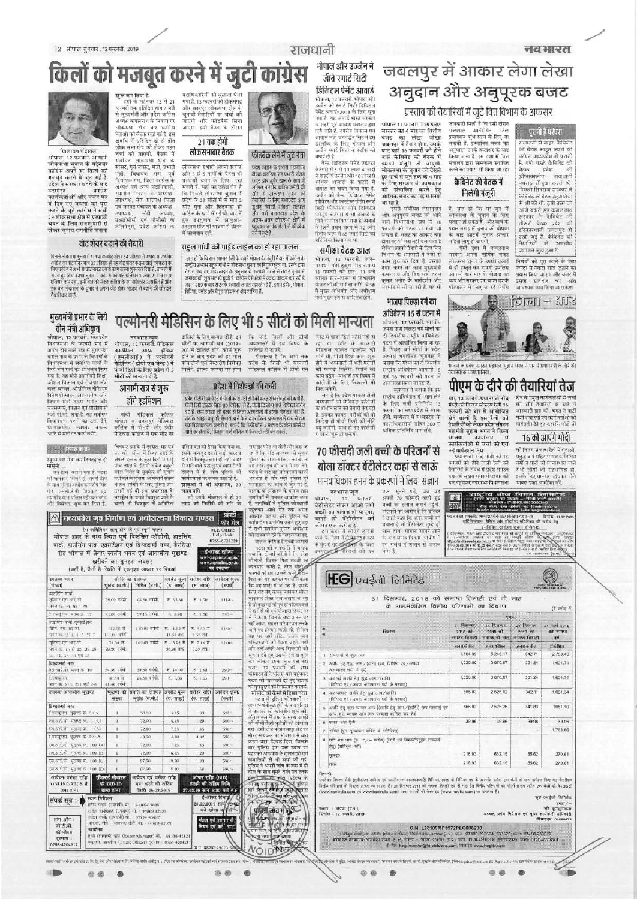# किलों को मजबूत करने में जुटी कांग्रेस

खिलावन चंद्राकर

भोपाल, 12 फरवरी. आगामी लोकसभा चुनाव के मद्देनजर कांग्रेस अपने हर किले को मजबूत करने में जुट गई है। प्रदेश में सरकार बनने के बाद उत्साहित कांग्रेस कार्यकर्ताओं और वचन पत्र में दिए गए वचनों को पूरा करने के जुटे कांग्रेस ने सभी 29 लोकसभा क्षेत्र में प्रत्याशी चयन के लिए रायशुमारी से लेकर चुनाव रणनीति बनाना शुरू कर दिया है।

### 21 तक होगी लोकसभावार बैठक

### वोट शेयर बढ़ाने की तैयारी

### फीडबैक लेने में जुटे नेता

### राहुल गांधी को गाइड लाइन का हो रहा पालन

# भोपाल और उज्जैन ने जीते स्मार्ट सिटी डिजिटल पेमेंट अवार्ड

भोपाल, 12 फरवरी. भोपाल और उज्जैन को स्मार्ट सिटी डिजिटल पेमेंट अवार्ड-2018 के लिए चुना गया है।

### समीक्षा बैठक आज

# जबलपुर में आकार लेगा लेखा अनुदान और अनुपूरक बजट

## प्रस्ताव की तैयारियों में जुटे वित्त विभाग के अफसर

भोपाल 12 फरवरी. मध्यप्रदेश सरकार का 4 माह का वित्तीय बजट का लेखा जोखा जबलपुर में तैयार होगा।

### कैबिनेट की बैठक में मिलेगी मंजूरी

### पुरानी है परंपरा

### भाजपा पिछड़ा वर्ग का अधिवेशन 15 से पटना में

# मुख्यमंत्री प्रभार के लिये तीन मंत्री अधिकृत

# पल्मोनरी मेडिसिन के लिए भी 5 सीटों को मिली मान्यता

### आगामी सत्र से शुरू होंगे एडमिशन

### प्रदेश में विशेषज्ञों की कमी

# 70 फीसदी जली बच्ची के परिजनों से बोला डॉक्टर वेंटीलेटर कहां से लाऊं

## मानवाधिकार हनन के प्रकरणों में लिया संज्ञान

# पीएम के दौरे की तैयारियां तेज

### 16 को आएंगे मोदी

भाजपा के प्रदेश संगठन महामंत्री सुहास भगत ने धार में प्रधानमंत्री के दौरे की तैयारियों का जायजा लिया।

# मध्यप्रदेश गृह निर्माण एवं अधोसंरचना विकास मण्डल

# एचईजी लिमिटेड

## 31 दिसम्बर, 2018 को समाप्त तिमाही एवं नौ माह के अनअंकेक्षित वित्तीय परिणामों का विवरण

| क्र. | विवरण | 31 दिसम्बर 2018 को समाप्त तिमाही (अनअंकेक्षित) | 31 दिसम्बर 2018 को समाप्त नौ माह (अनअंकेक्षित) | 31 दिसम्बर 2017 को समाप्त तिमाही (अनअंकेक्षित) | 31 मार्च 2018 को समाप्त वर्ष (अंकेक्षित) |
|---|---|---|---|---|---|
| 1 | प्रचालनों से कुल आय | 1,664.96 | 5,246.17 | 342.71 | 2,758.40 |
| 2 | अवधि हेतु शुद्ध लाभ/(हानि) (कर, विशिष्ट एवं/अथवा असाधारण मदों से पूर्व) | 1,329.50 | 3,870.67 | 331.24 | 1,604.71 |
| 3 | कर पूर्व अवधि हेतु शुद्ध लाभ/(हानि) (विशिष्ट एवं/अथवा असाधारण मदों के पश्चात) | 1,329.50 | 3,870.67 | 331.24 | 1,604.71 |
| 4 | कर पश्चात अवधि हेतु शुद्ध लाभ/(हानि) (विशिष्ट एवं/अथवा असाधारण मदों के पश्चात) | 866.83 | 2,526.02 | 342.11 | 1,081.34 |
| 5 | अवधि हेतु कुल व्यापक आय | 866.83 | 2,525.26 | 341.83 | 1081.10 |
| 6 | समता अंश पूंजी | 39.96 | 39.96 | 39.96 | 39.96 |
| 7 | संचित (पुनर्मूल्यांकन संचित के अतिरिक्त) | | | | 1,798.66 |
| 8 | प्रति अंश आय (रु. 10/- प्रत्येक) मूलभूत | 216.93 | 632.15 | 85.62 | 270.61 |
| | तरलीकृत | 216.93 | 632.15 | 85.62 | 270.61 |

स्थान : नोएडा (उ.प्र.)
दिनांक : 12 फरवरी, 2019

CIN: L23109MP1972PLC008290